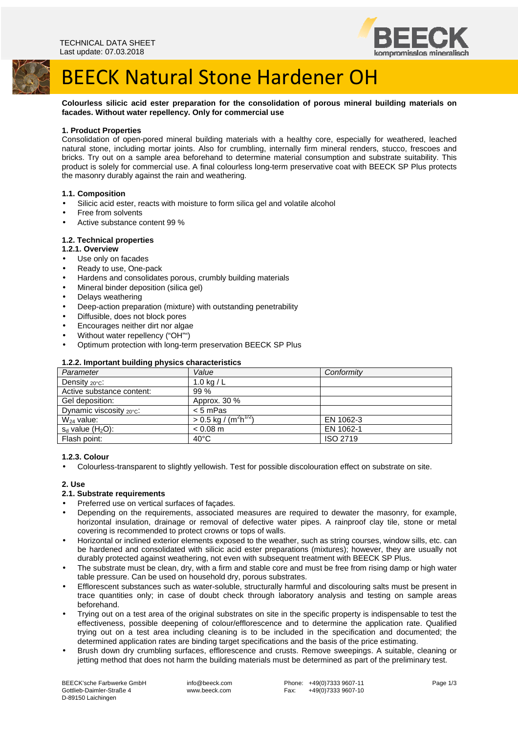TECHNICAL DATA SHEET
Last update: 07.03.2018

# BEECK Natural Stone Hardener OH

**Colourless silicic acid ester preparation for the consolidation of porous mineral building materials on facades. Without water repellency. Only for commercial use**

### 1. Product Properties

Consolidation of open-pored mineral building materials with a healthy core, especially for weathered, leached natural stone, including mortar joints. Also for crumbling, internally firm mineral renders, stucco, frescoes and bricks. Try out on a sample area beforehand to determine material consumption and substrate suitability. This product is solely for commercial use. A final colourless long-term preservative coat with BEECK SP Plus protects the masonry durably against the rain and weathering.

#### 1.1. Composition

- Silicic acid ester, reacts with moisture to form silica gel and volatile alcohol
- Free from solvents
- Active substance content 99 %

#### 1.2. Technical properties

##### 1.2.1. Overview

- Use only on facades
- Ready to use, One-pack
- Hardens and consolidates porous, crumbly building materials
- Mineral binder deposition (silica gel)
- Delays weathering
- Deep-action preparation (mixture) with outstanding penetrability
- Diffusible, does not block pores
- Encourages neither dirt nor algae
- Without water repellency ("OH"")
- Optimum protection with long-term preservation BEECK SP Plus

##### 1.2.2. Important building physics characteristics

| Parameter | Value | Conformity |
|---|---|---|
| Density $_{20°C}$: | 1.0 kg / L | |
| Active substance content: | 99 % | |
| Gel deposition: | Approx. 30 % | |
| Dynamic viscosity $_{20°C}$: | < 5 mPas | |
| $W_{24}$ value: | > 0.5 kg / ($m^2h^{1/2}$) | EN 1062-3 |
| $s_d$ value ($H_2O$): | < 0.08 m | EN 1062-1 |
| Flash point: | 40°C | ISO 2719 |

##### 1.2.3. Colour

- Colourless-transparent to slightly yellowish. Test for possible discolouration effect on substrate on site.

### 2. Use

#### 2.1. Substrate requirements

- Preferred use on vertical surfaces of façades.
- Depending on the requirements, associated measures are required to dewater the masonry, for example, horizontal insulation, drainage or removal of defective water pipes. A rainproof clay tile, stone or metal covering is recommended to protect crowns or tops of walls.
- Horizontal or inclined exterior elements exposed to the weather, such as string courses, window sills, etc. can be hardened and consolidated with silicic acid ester preparations (mixtures); however, they are usually not durably protected against weathering, not even with subsequent treatment with BEECK SP Plus.
- The substrate must be clean, dry, with a firm and stable core and must be free from rising damp or high water table pressure. Can be used on household dry, porous substrates.
- Efflorescent substances such as water-soluble, structurally harmful and discolouring salts must be present in trace quantities only; in case of doubt check through laboratory analysis and testing on sample areas beforehand.
- Trying out on a test area of the original substrates on site in the specific property is indispensable to test the effectiveness, possible deepening of colour/efflorescence and to determine the application rate. Qualified trying out on a test area including cleaning is to be included in the specification and documented; the determined application rates are binding target specifications and the basis of the price estimating.
- Brush down dry crumbling surfaces, efflorescence and crusts. Remove sweepings. A suitable, cleaning or jetting method that does not harm the building materials must be determined as part of the preliminary test.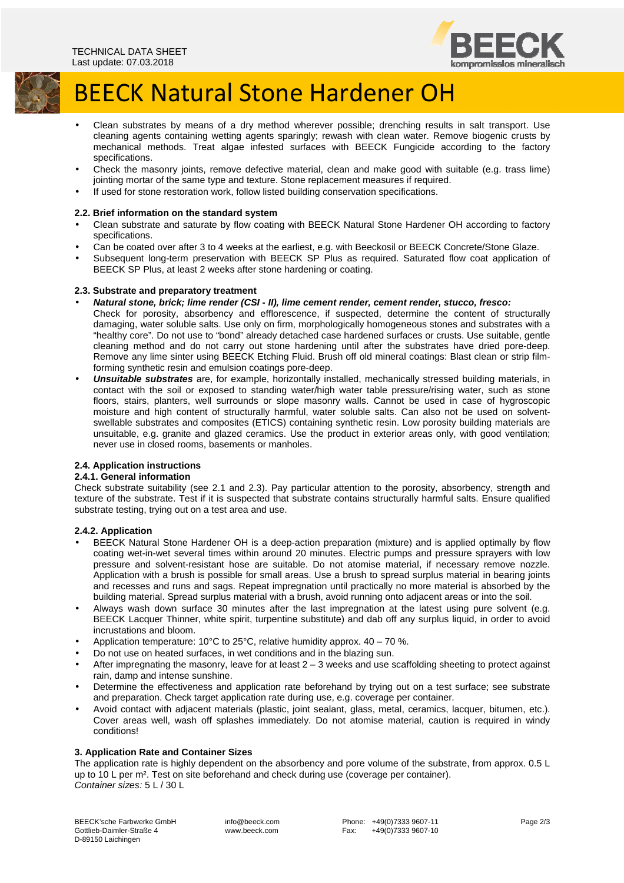- Clean substrates by means of a dry method wherever possible; drenching results in salt transport. Use cleaning agents containing wetting agents sparingly; rewash with clean water. Remove biogenic crusts by mechanical methods. Treat algae infested surfaces with BEECK Fungicide according to the factory specifications.
- Check the masonry joints, remove defective material, clean and make good with suitable (e.g. trass lime) jointing mortar of the same type and texture. Stone replacement measures if required.
- If used for stone restoration work, follow listed building conservation specifications.

### 2.2. Brief information on the standard system

- Clean substrate and saturate by flow coating with BEECK Natural Stone Hardener OH according to factory specifications.
- Can be coated over after 3 to 4 weeks at the earliest, e.g. with Beeckosil or BEECK Concrete/Stone Glaze.
- Subsequent long-term preservation with BEECK SP Plus as required. Saturated flow coat application of BEECK SP Plus, at least 2 weeks after stone hardening or coating.

### 2.3. Substrate and preparatory treatment

- ***Natural stone, brick; lime render (CSI - II), lime cement render, cement render, stucco, fresco:*** Check for porosity, absorbency and efflorescence, if suspected, determine the content of structurally damaging, water soluble salts. Use only on firm, morphologically homogeneous stones and substrates with a "healthy core". Do not use to "bond" already detached case hardened surfaces or crusts. Use suitable, gentle cleaning method and do not carry out stone hardening until after the substrates have dried pore-deep. Remove any lime sinter using BEECK Etching Fluid. Brush off old mineral coatings: Blast clean or strip film-forming synthetic resin and emulsion coatings pore-deep.
- ***Unsuitable substrates*** are, for example, horizontally installed, mechanically stressed building materials, in contact with the soil or exposed to standing water/high water table pressure/rising water, such as stone floors, stairs, planters, well surrounds or slope masonry walls. Cannot be used in case of hygroscopic moisture and high content of structurally harmful, water soluble salts. Can also not be used on solvent-swellable substrates and composites (ETICS) containing synthetic resin. Low porosity building materials are unsuitable, e.g. granite and glazed ceramics. Use the product in exterior areas only, with good ventilation; never use in closed rooms, basements or manholes.

### 2.4. Application instructions

#### 2.4.1. General information

Check substrate suitability (see 2.1 and 2.3). Pay particular attention to the porosity, absorbency, strength and texture of the substrate. Test if it is suspected that substrate contains structurally harmful salts. Ensure qualified substrate testing, trying out on a test area and use.

#### 2.4.2. Application

- BEECK Natural Stone Hardener OH is a deep-action preparation (mixture) and is applied optimally by flow coating wet-in-wet several times within around 20 minutes. Electric pumps and pressure sprayers with low pressure and solvent-resistant hose are suitable. Do not atomise material, if necessary remove nozzle. Application with a brush is possible for small areas. Use a brush to spread surplus material in bearing joints and recesses and runs and sags. Repeat impregnation until practically no more material is absorbed by the building material. Spread surplus material with a brush, avoid running onto adjacent areas or into the soil.
- Always wash down surface 30 minutes after the last impregnation at the latest using pure solvent (e.g. BEECK Lacquer Thinner, white spirit, turpentine substitute) and dab off any surplus liquid, in order to avoid incrustations and bloom.
- Application temperature: 10°C to 25°C, relative humidity approx. 40 – 70 %.
- Do not use on heated surfaces, in wet conditions and in the blazing sun.
- After impregnating the masonry, leave for at least 2 – 3 weeks and use scaffolding sheeting to protect against rain, damp and intense sunshine.
- Determine the effectiveness and application rate beforehand by trying out on a test surface; see substrate and preparation. Check target application rate during use, e.g. coverage per container.
- Avoid contact with adjacent materials (plastic, joint sealant, glass, metal, ceramics, lacquer, bitumen, etc.). Cover areas well, wash off splashes immediately. Do not atomise material, caution is required in windy conditions!

## 3. Application Rate and Container Sizes

The application rate is highly dependent on the absorbency and pore volume of the substrate, from approx. 0.5 L up to 10 L per m². Test on site beforehand and check during use (coverage per container).

*Container sizes:* 5 L / 30 L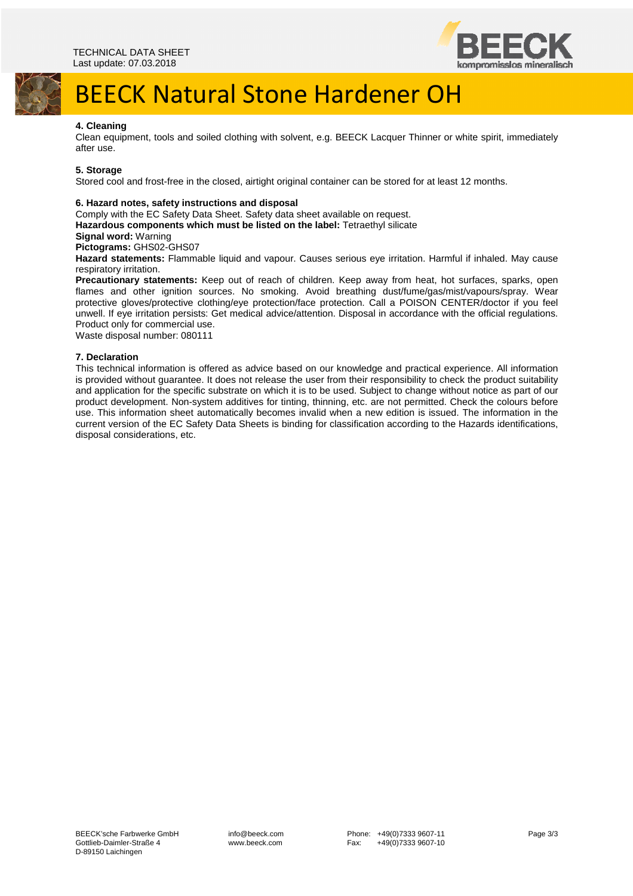# BEECK Natural Stone Hardener OH

### 4. Cleaning

Clean equipment, tools and soiled clothing with solvent, e.g. BEECK Lacquer Thinner or white spirit, immediately after use.

### 5. Storage

Stored cool and frost-free in the closed, airtight original container can be stored for at least 12 months.

### 6. Hazard notes, safety instructions and disposal

Comply with the EC Safety Data Sheet. Safety data sheet available on request.

**Hazardous components which must be listed on the label:** Tetraethyl silicate

**Signal word:** Warning

**Pictograms:** GHS02-GHS07

**Hazard statements:** Flammable liquid and vapour. Causes serious eye irritation. Harmful if inhaled. May cause respiratory irritation.

**Precautionary statements:** Keep out of reach of children. Keep away from heat, hot surfaces, sparks, open flames and other ignition sources. No smoking. Avoid breathing dust/fume/gas/mist/vapours/spray. Wear protective gloves/protective clothing/eye protection/face protection. Call a POISON CENTER/doctor if you feel unwell. If eye irritation persists: Get medical advice/attention. Disposal in accordance with the official regulations. Product only for commercial use.

Waste disposal number: 080111

### 7. Declaration

This technical information is offered as advice based on our knowledge and practical experience. All information is provided without guarantee. It does not release the user from their responsibility to check the product suitability and application for the specific substrate on which it is to be used. Subject to change without notice as part of our product development. Non-system additives for tinting, thinning, etc. are not permitted. Check the colours before use. This information sheet automatically becomes invalid when a new edition is issued. The information in the current version of the EC Safety Data Sheets is binding for classification according to the Hazards identifications, disposal considerations, etc.